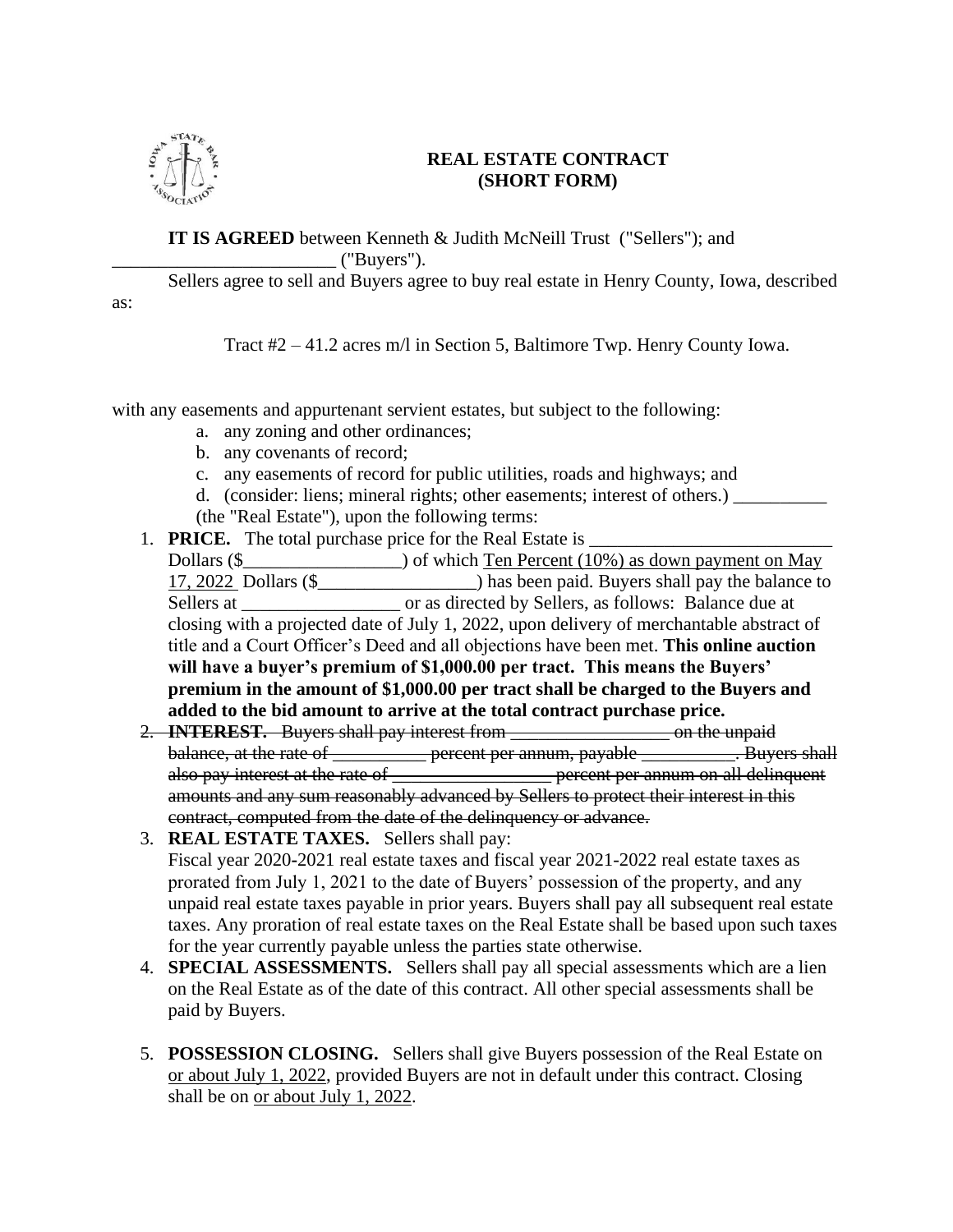# REAL ESTATE CONTRACT
# (SHORT FORM)

**IT IS AGREED** between Kenneth & Judith McNeill Trust ("Sellers"); and ________________________ ("Buyers").

Sellers agree to sell and Buyers agree to buy real estate in Henry County, Iowa, described as:

Tract #2 – 41.2 acres m/l in Section 5, Baltimore Twp. Henry County Iowa.

with any easements and appurtenant servient estates, but subject to the following:

a. any zoning and other ordinances;
b. any covenants of record;
c. any easements of record for public utilities, roads and highways; and
d. (consider: liens; mineral rights; other easements; interest of others.) __________

(the "Real Estate"), upon the following terms:

1. **PRICE.** The total purchase price for the Real Estate is __________________________ Dollars ($_________________) of which <u>Ten Percent (10%) as down payment on May 17, 2022</u> Dollars ($_________________) has been paid. Buyers shall pay the balance to Sellers at _________________ or as directed by Sellers, as follows: Balance due at closing with a projected date of July 1, 2022, upon delivery of merchantable abstract of title and a Court Officer's Deed and all objections have been met. **This online auction will have a buyer's premium of $1,000.00 per tract. This means the Buyers' premium in the amount of $1,000.00 per tract shall be charged to the Buyers and added to the bid amount to arrive at the total contract purchase price.**
2. ~~**INTEREST.** Buyers shall pay interest from _________________ on the unpaid balance, at the rate of __________ percent per annum, payable __________. Buyers shall also pay interest at the rate of _________________ percent per annum on all delinquent amounts and any sum reasonably advanced by Sellers to protect their interest in this contract, computed from the date of the delinquency or advance.~~
3. **REAL ESTATE TAXES.** Sellers shall pay: Fiscal year 2020-2021 real estate taxes and fiscal year 2021-2022 real estate taxes as prorated from July 1, 2021 to the date of Buyers' possession of the property, and any unpaid real estate taxes payable in prior years. Buyers shall pay all subsequent real estate taxes. Any proration of real estate taxes on the Real Estate shall be based upon such taxes for the year currently payable unless the parties state otherwise.
4. **SPECIAL ASSESSMENTS.** Sellers shall pay all special assessments which are a lien on the Real Estate as of the date of this contract. All other special assessments shall be paid by Buyers.
5. **POSSESSION CLOSING.** Sellers shall give Buyers possession of the Real Estate on <u>or about July 1, 2022</u>, provided Buyers are not in default under this contract. Closing shall be on <u>or about July 1, 2022</u>.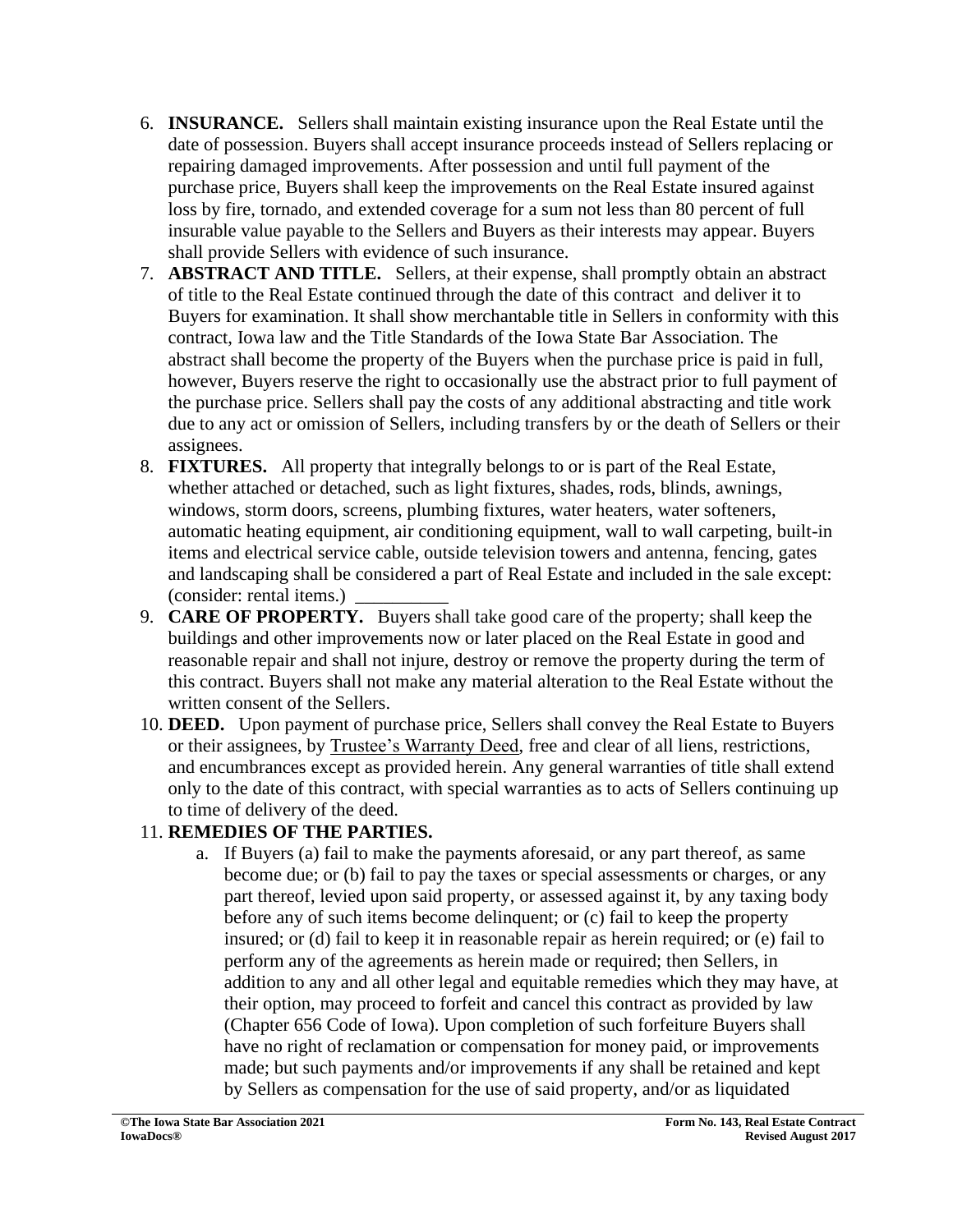6. **INSURANCE.** Sellers shall maintain existing insurance upon the Real Estate until the date of possession. Buyers shall accept insurance proceeds instead of Sellers replacing or repairing damaged improvements. After possession and until full payment of the purchase price, Buyers shall keep the improvements on the Real Estate insured against loss by fire, tornado, and extended coverage for a sum not less than 80 percent of full insurable value payable to the Sellers and Buyers as their interests may appear. Buyers shall provide Sellers with evidence of such insurance.
7. **ABSTRACT AND TITLE.** Sellers, at their expense, shall promptly obtain an abstract of title to the Real Estate continued through the date of this contract and deliver it to Buyers for examination. It shall show merchantable title in Sellers in conformity with this contract, Iowa law and the Title Standards of the Iowa State Bar Association. The abstract shall become the property of the Buyers when the purchase price is paid in full, however, Buyers reserve the right to occasionally use the abstract prior to full payment of the purchase price. Sellers shall pay the costs of any additional abstracting and title work due to any act or omission of Sellers, including transfers by or the death of Sellers or their assignees.
8. **FIXTURES.** All property that integrally belongs to or is part of the Real Estate, whether attached or detached, such as light fixtures, shades, rods, blinds, awnings, windows, storm doors, screens, plumbing fixtures, water heaters, water softeners, automatic heating equipment, air conditioning equipment, wall to wall carpeting, built-in items and electrical service cable, outside television towers and antenna, fencing, gates and landscaping shall be considered a part of Real Estate and included in the sale except: (consider: rental items.) __________
9. **CARE OF PROPERTY.** Buyers shall take good care of the property; shall keep the buildings and other improvements now or later placed on the Real Estate in good and reasonable repair and shall not injure, destroy or remove the property during the term of this contract. Buyers shall not make any material alteration to the Real Estate without the written consent of the Sellers.
10. **DEED.** Upon payment of purchase price, Sellers shall convey the Real Estate to Buyers or their assignees, by Trustee's Warranty Deed, free and clear of all liens, restrictions, and encumbrances except as provided herein. Any general warranties of title shall extend only to the date of this contract, with special warranties as to acts of Sellers continuing up to time of delivery of the deed.
11. **REMEDIES OF THE PARTIES.**
    a. If Buyers (a) fail to make the payments aforesaid, or any part thereof, as same become due; or (b) fail to pay the taxes or special assessments or charges, or any part thereof, levied upon said property, or assessed against it, by any taxing body before any of such items become delinquent; or (c) fail to keep the property insured; or (d) fail to keep it in reasonable repair as herein required; or (e) fail to perform any of the agreements as herein made or required; then Sellers, in addition to any and all other legal and equitable remedies which they may have, at their option, may proceed to forfeit and cancel this contract as provided by law (Chapter 656 Code of Iowa). Upon completion of such forfeiture Buyers shall have no right of reclamation or compensation for money paid, or improvements made; but such payments and/or improvements if any shall be retained and kept by Sellers as compensation for the use of said property, and/or as liquidated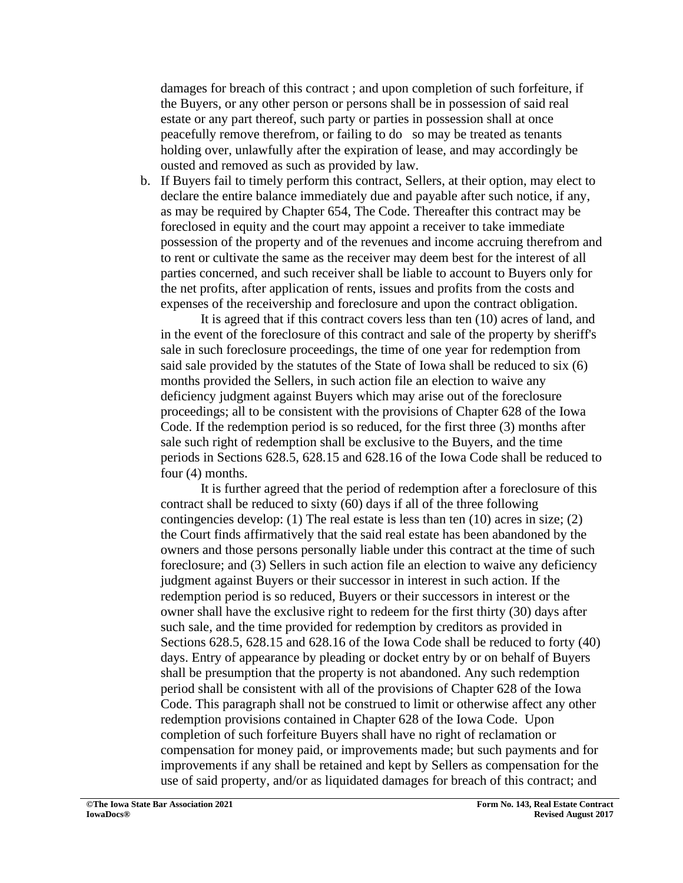damages for breach of this contract ; and upon completion of such forfeiture, if the Buyers, or any other person or persons shall be in possession of said real estate or any part thereof, such party or parties in possession shall at once peacefully remove therefrom, or failing to do so may be treated as tenants holding over, unlawfully after the expiration of lease, and may accordingly be ousted and removed as such as provided by law.

b. If Buyers fail to timely perform this contract, Sellers, at their option, may elect to declare the entire balance immediately due and payable after such notice, if any, as may be required by Chapter 654, The Code. Thereafter this contract may be foreclosed in equity and the court may appoint a receiver to take immediate possession of the property and of the revenues and income accruing therefrom and to rent or cultivate the same as the receiver may deem best for the interest of all parties concerned, and such receiver shall be liable to account to Buyers only for the net profits, after application of rents, issues and profits from the costs and expenses of the receivership and foreclosure and upon the contract obligation.

   It is agreed that if this contract covers less than ten (10) acres of land, and in the event of the foreclosure of this contract and sale of the property by sheriff's sale in such foreclosure proceedings, the time of one year for redemption from said sale provided by the statutes of the State of Iowa shall be reduced to six (6) months provided the Sellers, in such action file an election to waive any deficiency judgment against Buyers which may arise out of the foreclosure proceedings; all to be consistent with the provisions of Chapter 628 of the Iowa Code. If the redemption period is so reduced, for the first three (3) months after sale such right of redemption shall be exclusive to the Buyers, and the time periods in Sections 628.5, 628.15 and 628.16 of the Iowa Code shall be reduced to four (4) months.

   It is further agreed that the period of redemption after a foreclosure of this contract shall be reduced to sixty (60) days if all of the three following contingencies develop: (1) The real estate is less than ten (10) acres in size; (2) the Court finds affirmatively that the said real estate has been abandoned by the owners and those persons personally liable under this contract at the time of such foreclosure; and (3) Sellers in such action file an election to waive any deficiency judgment against Buyers or their successor in interest in such action. If the redemption period is so reduced, Buyers or their successors in interest or the owner shall have the exclusive right to redeem for the first thirty (30) days after such sale, and the time provided for redemption by creditors as provided in Sections 628.5, 628.15 and 628.16 of the Iowa Code shall be reduced to forty (40) days. Entry of appearance by pleading or docket entry by or on behalf of Buyers shall be presumption that the property is not abandoned. Any such redemption period shall be consistent with all of the provisions of Chapter 628 of the Iowa Code. This paragraph shall not be construed to limit or otherwise affect any other redemption provisions contained in Chapter 628 of the Iowa Code. Upon completion of such forfeiture Buyers shall have no right of reclamation or compensation for money paid, or improvements made; but such payments and for improvements if any shall be retained and kept by Sellers as compensation for the use of said property, and/or as liquidated damages for breach of this contract; and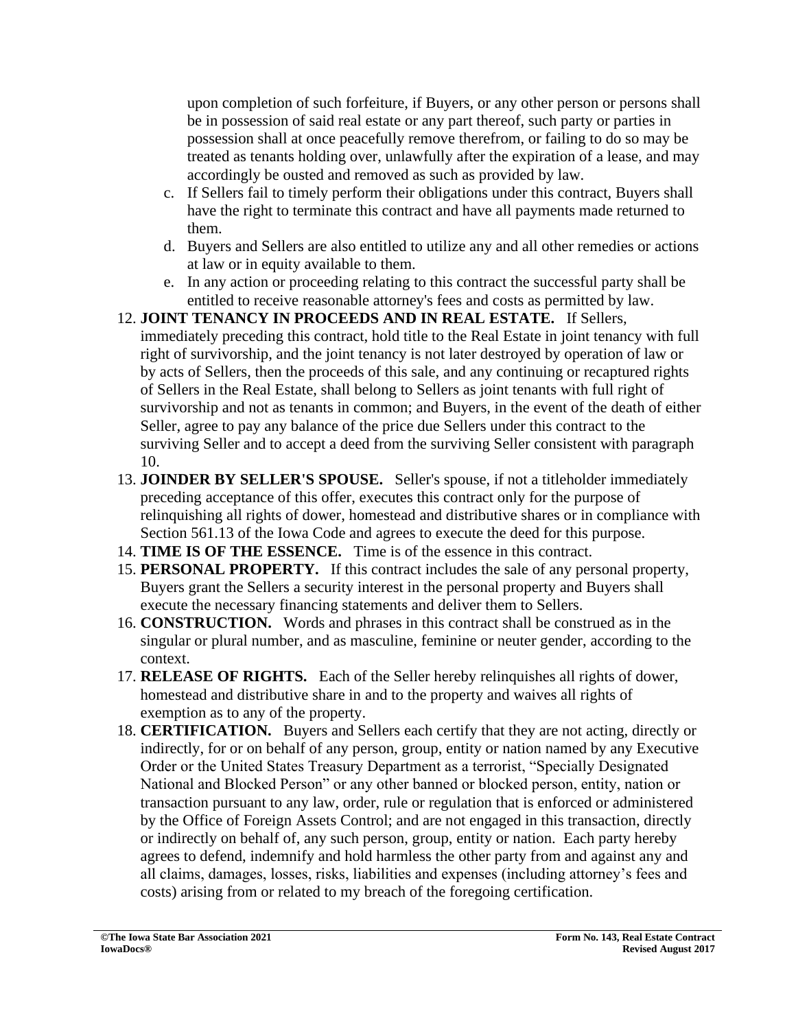upon completion of such forfeiture, if Buyers, or any other person or persons shall be in possession of said real estate or any part thereof, such party or parties in possession shall at once peacefully remove therefrom, or failing to do so may be treated as tenants holding over, unlawfully after the expiration of a lease, and may accordingly be ousted and removed as such as provided by law.

   c. If Sellers fail to timely perform their obligations under this contract, Buyers shall have the right to terminate this contract and have all payments made returned to them.
   d. Buyers and Sellers are also entitled to utilize any and all other remedies or actions at law or in equity available to them.
   e. In any action or proceeding relating to this contract the successful party shall be entitled to receive reasonable attorney's fees and costs as permitted by law.

12. **JOINT TENANCY IN PROCEEDS AND IN REAL ESTATE.** If Sellers, immediately preceding this contract, hold title to the Real Estate in joint tenancy with full right of survivorship, and the joint tenancy is not later destroyed by operation of law or by acts of Sellers, then the proceeds of this sale, and any continuing or recaptured rights of Sellers in the Real Estate, shall belong to Sellers as joint tenants with full right of survivorship and not as tenants in common; and Buyers, in the event of the death of either Seller, agree to pay any balance of the price due Sellers under this contract to the surviving Seller and to accept a deed from the surviving Seller consistent with paragraph 10.
13. **JOINDER BY SELLER'S SPOUSE.** Seller's spouse, if not a titleholder immediately preceding acceptance of this offer, executes this contract only for the purpose of relinquishing all rights of dower, homestead and distributive shares or in compliance with Section 561.13 of the Iowa Code and agrees to execute the deed for this purpose.
14. **TIME IS OF THE ESSENCE.** Time is of the essence in this contract.
15. **PERSONAL PROPERTY.** If this contract includes the sale of any personal property, Buyers grant the Sellers a security interest in the personal property and Buyers shall execute the necessary financing statements and deliver them to Sellers.
16. **CONSTRUCTION.** Words and phrases in this contract shall be construed as in the singular or plural number, and as masculine, feminine or neuter gender, according to the context.
17. **RELEASE OF RIGHTS.** Each of the Seller hereby relinquishes all rights of dower, homestead and distributive share in and to the property and waives all rights of exemption as to any of the property.
18. **CERTIFICATION.** Buyers and Sellers each certify that they are not acting, directly or indirectly, for or on behalf of any person, group, entity or nation named by any Executive Order or the United States Treasury Department as a terrorist, "Specially Designated National and Blocked Person" or any other banned or blocked person, entity, nation or transaction pursuant to any law, order, rule or regulation that is enforced or administered by the Office of Foreign Assets Control; and are not engaged in this transaction, directly or indirectly on behalf of, any such person, group, entity or nation. Each party hereby agrees to defend, indemnify and hold harmless the other party from and against any and all claims, damages, losses, risks, liabilities and expenses (including attorney's fees and costs) arising from or related to my breach of the foregoing certification.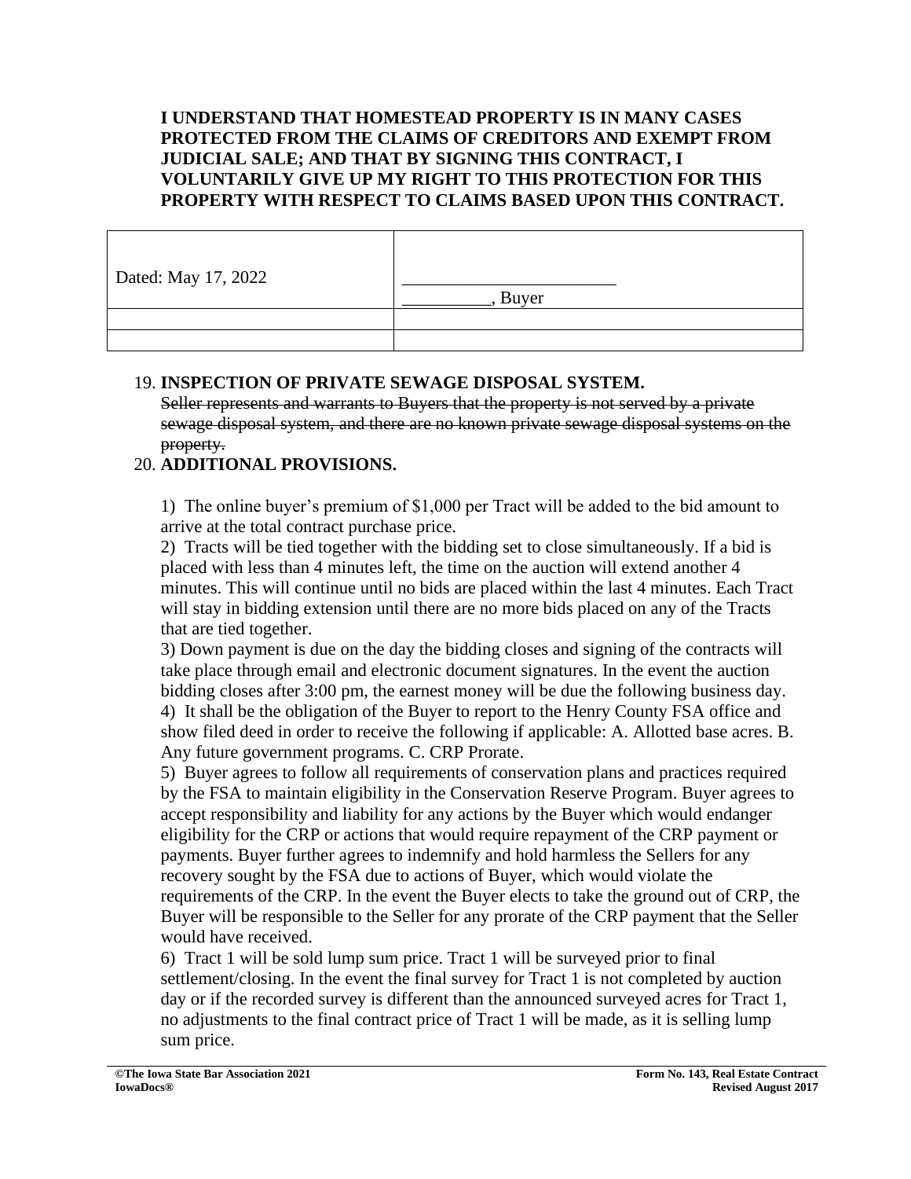**I UNDERSTAND THAT HOMESTEAD PROPERTY IS IN MANY CASES PROTECTED FROM THE CLAIMS OF CREDITORS AND EXEMPT FROM JUDICIAL SALE; AND THAT BY SIGNING THIS CONTRACT, I VOLUNTARILY GIVE UP MY RIGHT TO THIS PROTECTION FOR THIS PROPERTY WITH RESPECT TO CLAIMS BASED UPON THIS CONTRACT.**

| | |
|---|---|
| Dated: May 17, 2022 | ________________________ __________, Buyer |
| | |
| | |

19. **INSPECTION OF PRIVATE SEWAGE DISPOSAL SYSTEM.**
~~Seller represents and warrants to Buyers that the property is not served by a private sewage disposal system, and there are no known private sewage disposal systems on the property.~~

20. **ADDITIONAL PROVISIONS.**

1) The online buyer's premium of $1,000 per Tract will be added to the bid amount to arrive at the total contract purchase price.
2) Tracts will be tied together with the bidding set to close simultaneously. If a bid is placed with less than 4 minutes left, the time on the auction will extend another 4 minutes. This will continue until no bids are placed within the last 4 minutes. Each Tract will stay in bidding extension until there are no more bids placed on any of the Tracts that are tied together.
3) Down payment is due on the day the bidding closes and signing of the contracts will take place through email and electronic document signatures. In the event the auction bidding closes after 3:00 pm, the earnest money will be due the following business day.
4) It shall be the obligation of the Buyer to report to the Henry County FSA office and show filed deed in order to receive the following if applicable: A. Allotted base acres. B. Any future government programs. C. CRP Prorate.
5) Buyer agrees to follow all requirements of conservation plans and practices required by the FSA to maintain eligibility in the Conservation Reserve Program. Buyer agrees to accept responsibility and liability for any actions by the Buyer which would endanger eligibility for the CRP or actions that would require repayment of the CRP payment or payments. Buyer further agrees to indemnify and hold harmless the Sellers for any recovery sought by the FSA due to actions of Buyer, which would violate the requirements of the CRP. In the event the Buyer elects to take the ground out of CRP, the Buyer will be responsible to the Seller for any prorate of the CRP payment that the Seller would have received.
6) Tract 1 will be sold lump sum price. Tract 1 will be surveyed prior to final settlement/closing. In the event the final survey for Tract 1 is not completed by auction day or if the recorded survey is different than the announced surveyed acres for Tract 1, no adjustments to the final contract price of Tract 1 will be made, as it is selling lump sum price.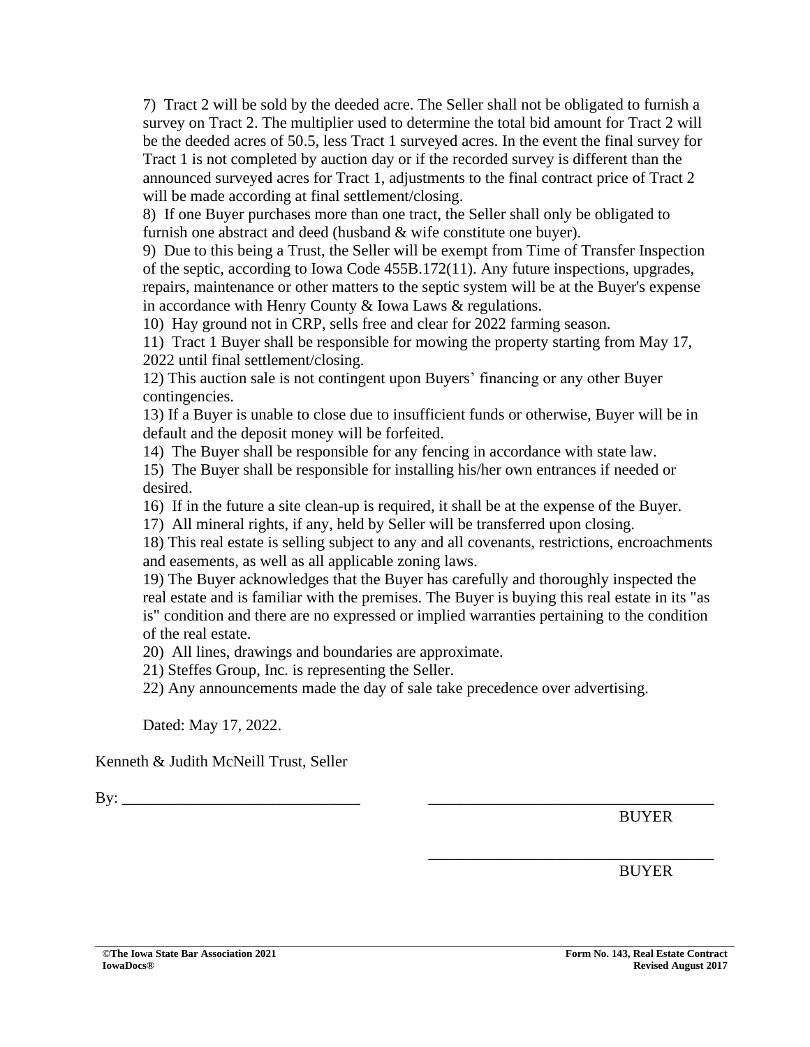7) Tract 2 will be sold by the deeded acre. The Seller shall not be obligated to furnish a survey on Tract 2. The multiplier used to determine the total bid amount for Tract 2 will be the deeded acres of 50.5, less Tract 1 surveyed acres. In the event the final survey for Tract 1 is not completed by auction day or if the recorded survey is different than the announced surveyed acres for Tract 1, adjustments to the final contract price of Tract 2 will be made according at final settlement/closing.

8) If one Buyer purchases more than one tract, the Seller shall only be obligated to furnish one abstract and deed (husband & wife constitute one buyer).

9) Due to this being a Trust, the Seller will be exempt from Time of Transfer Inspection of the septic, according to Iowa Code 455B.172(11). Any future inspections, upgrades, repairs, maintenance or other matters to the septic system will be at the Buyer's expense in accordance with Henry County & Iowa Laws & regulations.

10) Hay ground not in CRP, sells free and clear for 2022 farming season.

11) Tract 1 Buyer shall be responsible for mowing the property starting from May 17, 2022 until final settlement/closing.

12) This auction sale is not contingent upon Buyers' financing or any other Buyer contingencies.

13) If a Buyer is unable to close due to insufficient funds or otherwise, Buyer will be in default and the deposit money will be forfeited.

14) The Buyer shall be responsible for any fencing in accordance with state law.

15) The Buyer shall be responsible for installing his/her own entrances if needed or desired.

16) If in the future a site clean-up is required, it shall be at the expense of the Buyer.

17) All mineral rights, if any, held by Seller will be transferred upon closing.

18) This real estate is selling subject to any and all covenants, restrictions, encroachments and easements, as well as all applicable zoning laws.

19) The Buyer acknowledges that the Buyer has carefully and thoroughly inspected the real estate and is familiar with the premises. The Buyer is buying this real estate in its "as is" condition and there are no expressed or implied warranties pertaining to the condition of the real estate.

20) All lines, drawings and boundaries are approximate.

21) Steffes Group, Inc. is representing the Seller.

22) Any announcements made the day of sale take precedence over advertising.

Dated: May 17, 2022.

Kenneth & Judith McNeill Trust, Seller

By: ______________________________ ____________________________________

BUYER

____________________________________

BUYER

**©The Iowa State Bar Association 2021**
**IowaDocs®**

**Form No. 143, Real Estate Contract**
**Revised August 2017**